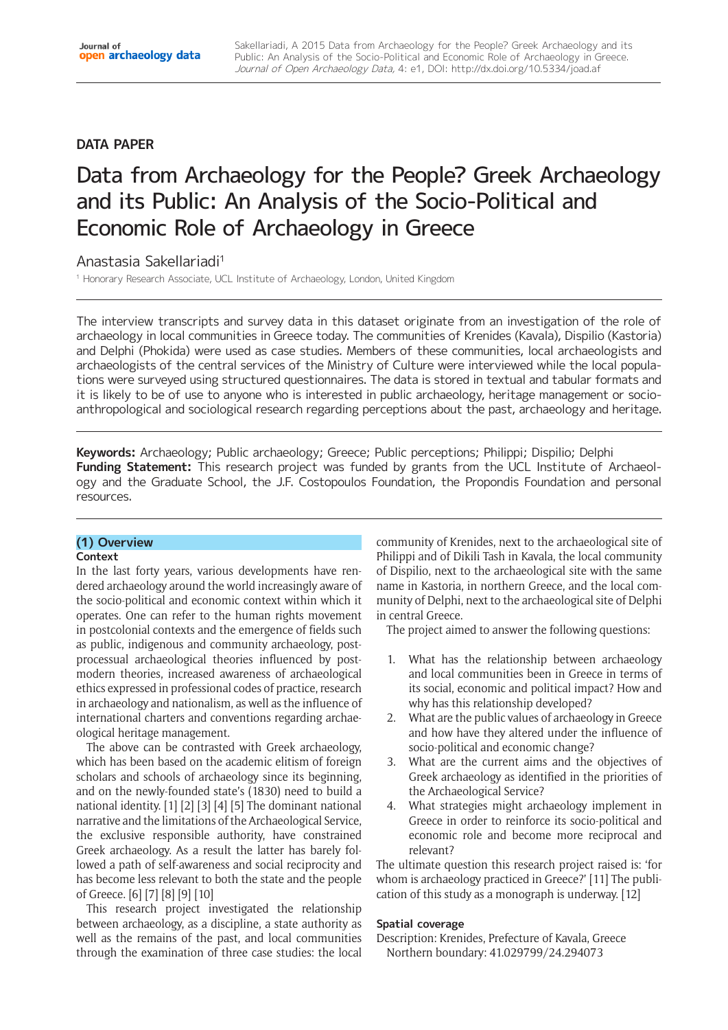DATA PAPER

# Data from Archaeology for the People? Greek Archaeology and its Public: An Analysis of the Socio-Political and Economic Role of Archaeology in Greece

Anastasia Sakellariadi[1]

[1] Honorary Research Associate, UCL Institute of Archaeology, London, United Kingdom

The interview transcripts and survey data in this dataset originate from an investigation of the role of archaeology in local communities in Greece today. The communities of Krenides (Kavala), Dispilio (Kastoria) and Delphi (Phokida) were used as case studies. Members of these communities, local archaeologists and archaeologists of the central services of the Ministry of Culture were interviewed while the local populations were surveyed using structured questionnaires. The data is stored in textual and tabular formats and it is likely to be of use to anyone who is interested in public archaeology, heritage management or socio-anthropological and sociological research regarding perceptions about the past, archaeology and heritage.

**Keywords:** Archaeology; Public archaeology; Greece; Public perceptions; Philippi; Dispilio; Delphi
**Funding Statement:** This research project was funded by grants from the UCL Institute of Archaeology and the Graduate School, the J.F. Costopoulos Foundation, the Propondis Foundation and personal resources.

## (1) Overview

### Context

In the last forty years, various developments have rendered archaeology around the world increasingly aware of the socio-political and economic context within which it operates. One can refer to the human rights movement in postcolonial contexts and the emergence of fields such as public, indigenous and community archaeology, post-processual archaeological theories influenced by post-modern theories, increased awareness of archaeological ethics expressed in professional codes of practice, research in archaeology and nationalism, as well as the influence of international charters and conventions regarding archaeological heritage management.

The above can be contrasted with Greek archaeology, which has been based on the academic elitism of foreign scholars and schools of archaeology since its beginning, and on the newly-founded state's (1830) need to build a national identity. [1] [2] [3] [4] [5] The dominant national narrative and the limitations of the Archaeological Service, the exclusive responsible authority, have constrained Greek archaeology. As a result the latter has barely followed a path of self-awareness and social reciprocity and has become less relevant to both the state and the people of Greece. [6] [7] [8] [9] [10]

This research project investigated the relationship between archaeology, as a discipline, a state authority as well as the remains of the past, and local communities through the examination of three case studies: the local community of Krenides, next to the archaeological site of Philippi and of Dikili Tash in Kavala, the local community of Dispilio, next to the archaeological site with the same name in Kastoria, in northern Greece, and the local community of Delphi, next to the archaeological site of Delphi in central Greece.

The project aimed to answer the following questions:

1. What has the relationship between archaeology and local communities been in Greece in terms of its social, economic and political impact? How and why has this relationship developed?
2. What are the public values of archaeology in Greece and how have they altered under the influence of socio-political and economic change?
3. What are the current aims and the objectives of Greek archaeology as identified in the priorities of the Archaeological Service?
4. What strategies might archaeology implement in Greece in order to reinforce its socio-political and economic role and become more reciprocal and relevant?

The ultimate question this research project raised is: 'for whom is archaeology practiced in Greece?' [11] The publication of this study as a monograph is underway. [12]

### Spatial coverage

Description: Krenides, Prefecture of Kavala, Greece
Northern boundary: 41.029799/24.294073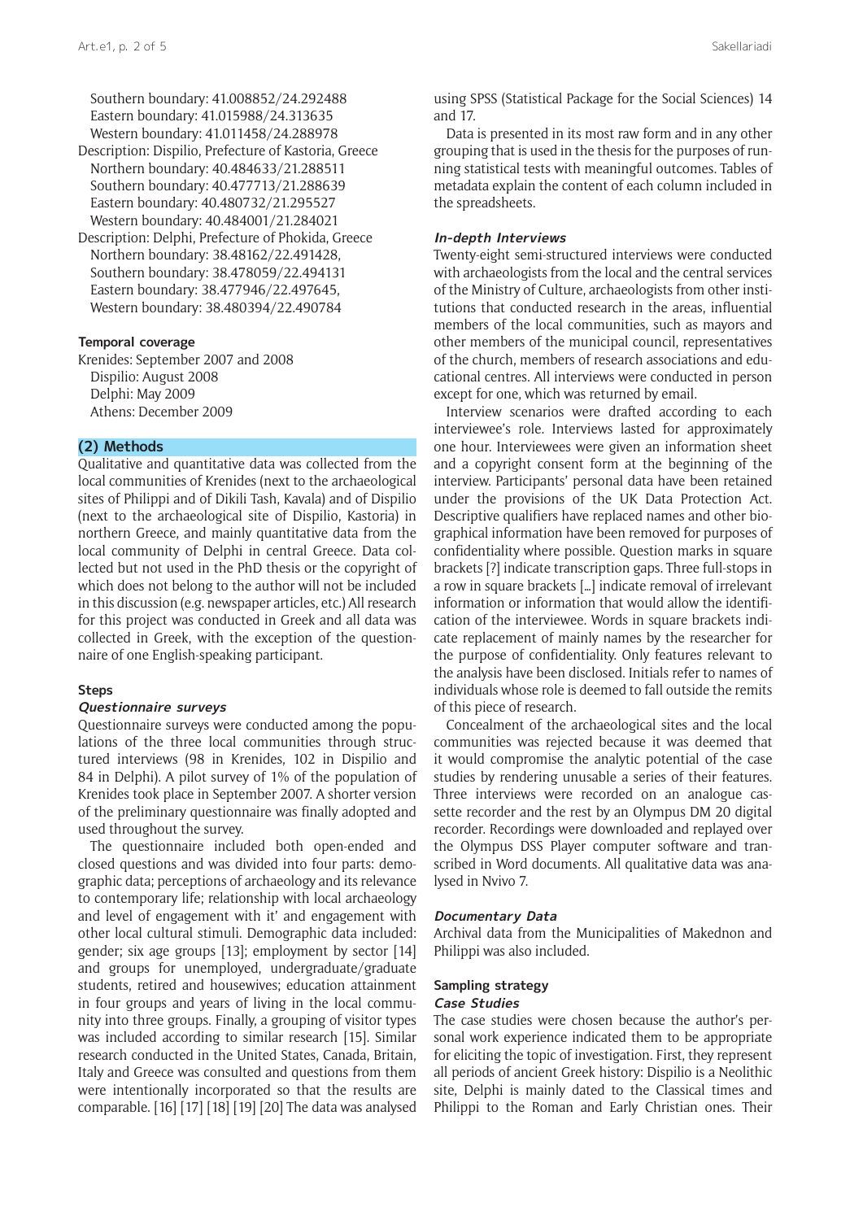Southern boundary: 41.008852/24.292488
Eastern boundary: 41.015988/24.313635
Western boundary: 41.011458/24.288978

Description: Dispilio, Prefecture of Kastoria, Greece
Northern boundary: 40.484633/21.288511
Southern boundary: 40.477713/21.288639
Eastern boundary: 40.480732/21.295527
Western boundary: 40.484001/21.284021

Description: Delphi, Prefecture of Phokida, Greece
Northern boundary: 38.48162/22.491428,
Southern boundary: 38.478059/22.494131
Eastern boundary: 38.477946/22.497645,
Western boundary: 38.480394/22.490784

**Temporal coverage**

Krenides: September 2007 and 2008
Dispilio: August 2008
Delphi: May 2009
Athens: December 2009

## (2) Methods

Qualitative and quantitative data was collected from the local communities of Krenides (next to the archaeological sites of Philippi and of Dikili Tash, Kavala) and of Dispilio (next to the archaeological site of Dispilio, Kastoria) in northern Greece, and mainly quantitative data from the local community of Delphi in central Greece. Data collected but not used in the PhD thesis or the copyright of which does not belong to the author will not be included in this discussion (e.g. newspaper articles, etc.) All research for this project was conducted in Greek and all data was collected in Greek, with the exception of the questionnaire of one English-speaking participant.

### Steps

#### *Questionnaire surveys*

Questionnaire surveys were conducted among the populations of the three local communities through structured interviews (98 in Krenides, 102 in Dispilio and 84 in Delphi). A pilot survey of 1% of the population of Krenides took place in September 2007. A shorter version of the preliminary questionnaire was finally adopted and used throughout the survey.

The questionnaire included both open-ended and closed questions and was divided into four parts: demographic data; perceptions of archaeology and its relevance to contemporary life; relationship with local archaeology and level of engagement with it' and engagement with other local cultural stimuli. Demographic data included: gender; six age groups [13]; employment by sector [14] and groups for unemployed, undergraduate/graduate students, retired and housewives; education attainment in four groups and years of living in the local community into three groups. Finally, a grouping of visitor types was included according to similar research [15]. Similar research conducted in the United States, Canada, Britain, Italy and Greece was consulted and questions from them were intentionally incorporated so that the results are comparable. [16] [17] [18] [19] [20] The data was analysed using SPSS (Statistical Package for the Social Sciences) 14 and 17.

Data is presented in its most raw form and in any other grouping that is used in the thesis for the purposes of running statistical tests with meaningful outcomes. Tables of metadata explain the content of each column included in the spreadsheets.

#### *In-depth Interviews*

Twenty-eight semi-structured interviews were conducted with archaeologists from the local and the central services of the Ministry of Culture, archaeologists from other institutions that conducted research in the areas, influential members of the local communities, such as mayors and other members of the municipal council, representatives of the church, members of research associations and educational centres. All interviews were conducted in person except for one, which was returned by email.

Interview scenarios were drafted according to each interviewee's role. Interviews lasted for approximately one hour. Interviewees were given an information sheet and a copyright consent form at the beginning of the interview. Participants' personal data have been retained under the provisions of the UK Data Protection Act. Descriptive qualifiers have replaced names and other biographical information have been removed for purposes of confidentiality where possible. Question marks in square brackets [?] indicate transcription gaps. Three full-stops in a row in square brackets [...] indicate removal of irrelevant information or information that would allow the identification of the interviewee. Words in square brackets indicate replacement of mainly names by the researcher for the purpose of confidentiality. Only features relevant to the analysis have been disclosed. Initials refer to names of individuals whose role is deemed to fall outside the remits of this piece of research.

Concealment of the archaeological sites and the local communities was rejected because it was deemed that it would compromise the analytic potential of the case studies by rendering unusable a series of their features. Three interviews were recorded on an analogue cassette recorder and the rest by an Olympus DM 20 digital recorder. Recordings were downloaded and replayed over the Olympus DSS Player computer software and transcribed in Word documents. All qualitative data was analysed in Nvivo 7.

#### *Documentary Data*

Archival data from the Municipalities of Makednon and Philippi was also included.

### Sampling strategy

#### *Case Studies*

The case studies were chosen because the author's personal work experience indicated them to be appropriate for eliciting the topic of investigation. First, they represent all periods of ancient Greek history: Dispilio is a Neolithic site, Delphi is mainly dated to the Classical times and Philippi to the Roman and Early Christian ones. Their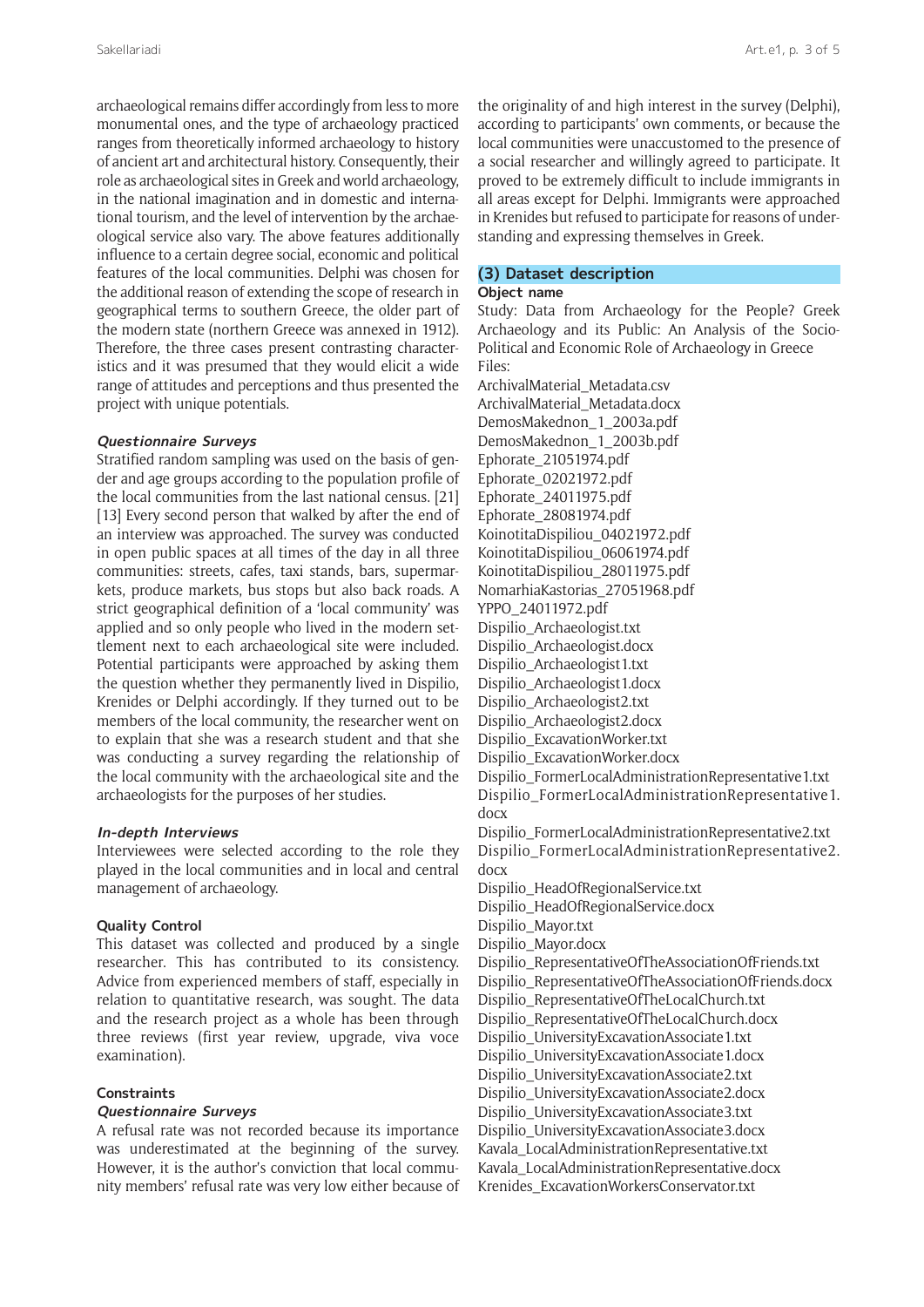archaeological remains differ accordingly from less to more monumental ones, and the type of archaeology practiced ranges from theoretically informed archaeology to history of ancient art and architectural history. Consequently, their role as archaeological sites in Greek and world archaeology, in the national imagination and in domestic and international tourism, and the level of intervention by the archaeological service also vary. The above features additionally influence to a certain degree social, economic and political features of the local communities. Delphi was chosen for the additional reason of extending the scope of research in geographical terms to southern Greece, the older part of the modern state (northern Greece was annexed in 1912). Therefore, the three cases present contrasting characteristics and it was presumed that they would elicit a wide range of attitudes and perceptions and thus presented the project with unique potentials.

#### *Questionnaire Surveys*

Stratified random sampling was used on the basis of gender and age groups according to the population profile of the local communities from the last national census. [21] [13] Every second person that walked by after the end of an interview was approached. The survey was conducted in open public spaces at all times of the day in all three communities: streets, cafes, taxi stands, bars, supermarkets, produce markets, bus stops but also back roads. A strict geographical definition of a 'local community' was applied and so only people who lived in the modern settlement next to each archaeological site were included. Potential participants were approached by asking them the question whether they permanently lived in Dispilio, Krenides or Delphi accordingly. If they turned out to be members of the local community, the researcher went on to explain that she was a research student and that she was conducting a survey regarding the relationship of the local community with the archaeological site and the archaeologists for the purposes of her studies.

#### *In-depth Interviews*

Interviewees were selected according to the role they played in the local communities and in local and central management of archaeology.

#### **Quality Control**

This dataset was collected and produced by a single researcher. This has contributed to its consistency. Advice from experienced members of staff, especially in relation to quantitative research, was sought. The data and the research project as a whole has been through three reviews (first year review, upgrade, viva voce examination).

#### **Constraints**

#### *Questionnaire Surveys*

A refusal rate was not recorded because its importance was underestimated at the beginning of the survey. However, it is the author's conviction that local community members' refusal rate was very low either because of the originality of and high interest in the survey (Delphi), according to participants' own comments, or because the local communities were unaccustomed to the presence of a social researcher and willingly agreed to participate. It proved to be extremely difficult to include immigrants in all areas except for Delphi. Immigrants were approached in Krenides but refused to participate for reasons of understanding and expressing themselves in Greek.

## (3) Dataset description

#### **Object name**

Study: Data from Archaeology for the People? Greek Archaeology and its Public: An Analysis of the Socio-Political and Economic Role of Archaeology in Greece

Files:

ArchivalMaterial_Metadata.csv
ArchivalMaterial_Metadata.docx
DemosMakednon_1_2003a.pdf
DemosMakednon_1_2003b.pdf
Ephorate_21051974.pdf
Ephorate_02021972.pdf
Ephorate_24011975.pdf
Ephorate_28081974.pdf
KoinotitaDispiliou_04021972.pdf
KoinotitaDispiliou_06061974.pdf
KoinotitaDispiliou_28011975.pdf
NomarhiaKastorias_27051968.pdf
YPPO_24011972.pdf
Dispilio_Archaeologist.txt
Dispilio_Archaeologist.docx
Dispilio_Archaeologist1.txt
Dispilio_Archaeologist1.docx
Dispilio_Archaeologist2.txt
Dispilio_Archaeologist2.docx
Dispilio_ExcavationWorker.txt
Dispilio_ExcavationWorker.docx
Dispilio_FormerLocalAdministrationRepresentative1.txt
Dispilio_FormerLocalAdministrationRepresentative1.docx
Dispilio_FormerLocalAdministrationRepresentative2.txt
Dispilio_FormerLocalAdministrationRepresentative2.docx
Dispilio_HeadOfRegionalService.txt
Dispilio_HeadOfRegionalService.docx
Dispilio_Mayor.txt
Dispilio_Mayor.docx
Dispilio_RepresentativeOfTheAssociationOfFriends.txt
Dispilio_RepresentativeOfTheAssociationOfFriends.docx
Dispilio_RepresentativeOfTheLocalChurch.txt
Dispilio_RepresentativeOfTheLocalChurch.docx
Dispilio_UniversityExcavationAssociate1.txt
Dispilio_UniversityExcavationAssociate1.docx
Dispilio_UniversityExcavationAssociate2.txt
Dispilio_UniversityExcavationAssociate2.docx
Dispilio_UniversityExcavationAssociate3.txt
Dispilio_UniversityExcavationAssociate3.docx
Kavala_LocalAdministrationRepresentative.txt
Kavala_LocalAdministrationRepresentative.docx
Krenides_ExcavationWorkersConservator.txt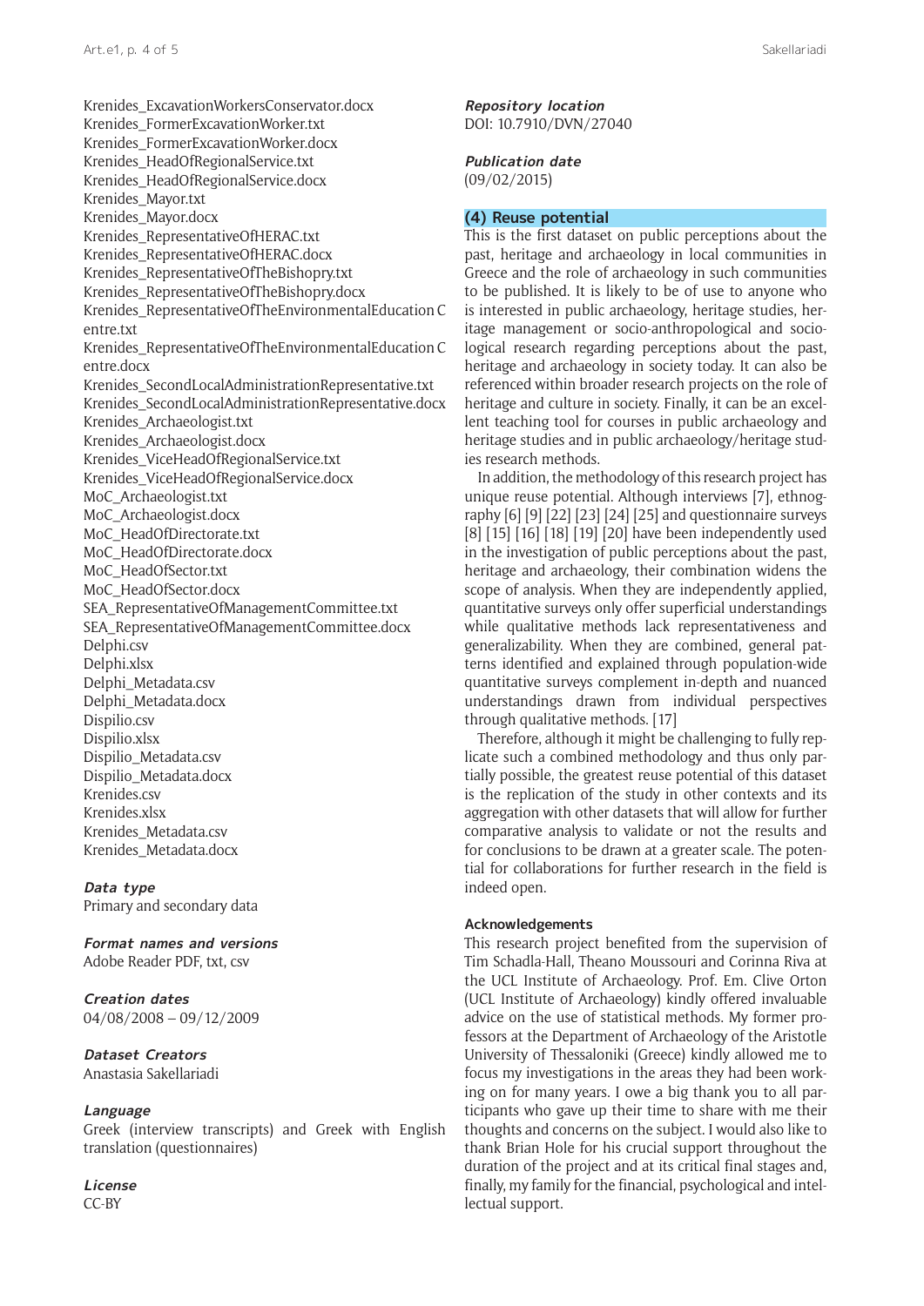Krenides_ExcavationWorkersConservator.docx
Krenides_FormerExcavationWorker.txt
Krenides_FormerExcavationWorker.docx
Krenides_HeadOfRegionalService.txt
Krenides_HeadOfRegionalService.docx
Krenides_Mayor.txt
Krenides_Mayor.docx
Krenides_RepresentativeOfHERAC.txt
Krenides_RepresentativeOfHERAC.docx
Krenides_RepresentativeOfTheBishopry.txt
Krenides_RepresentativeOfTheBishopry.docx
Krenides_RepresentativeOfTheEnvironmentalEducationCentre.txt
Krenides_RepresentativeOfTheEnvironmentalEducationCentre.docx
Krenides_SecondLocalAdministrationRepresentative.txt
Krenides_SecondLocalAdministrationRepresentative.docx
Krenides_Archaeologist.txt
Krenides_Archaeologist.docx
Krenides_ViceHeadOfRegionalService.txt
Krenides_ViceHeadOfRegionalService.docx
MoC_Archaeologist.txt
MoC_Archaeologist.docx
MoC_HeadOfDirectorate.txt
MoC_HeadOfDirectorate.docx
MoC_HeadOfSector.txt
MoC_HeadOfSector.docx
SEA_RepresentativeOfManagementCommittee.txt
SEA_RepresentativeOfManagementCommittee.docx
Delphi.csv
Delphi.xlsx
Delphi_Metadata.csv
Delphi_Metadata.docx
Dispilio.csv
Dispilio.xlsx
Dispilio_Metadata.csv
Dispilio_Metadata.docx
Krenides.csv
Krenides.xlsx
Krenides_Metadata.csv
Krenides_Metadata.docx

***Data type***
Primary and secondary data

***Format names and versions***
Adobe Reader PDF, txt, csv

***Creation dates***
04/08/2008 – 09/12/2009

***Dataset Creators***
Anastasia Sakellariadi

***Language***
Greek (interview transcripts) and Greek with English translation (questionnaires)

***License***
CC-BY

***Repository location***
DOI: 10.7910/DVN/27040

***Publication date***
(09/02/2015)

## (4) Reuse potential

This is the first dataset on public perceptions about the past, heritage and the role of archaeology in local communities in Greece and the role of archaeology in such communities to be published. It is likely to be of use to anyone who is interested in public archaeology, heritage studies, heritage management or socio-anthropological and sociological research regarding perceptions about the past, heritage and archaeology in society today. It can also be referenced within broader research projects on the role of heritage and culture in society. Finally, it can be an excellent teaching tool for courses in public archaeology and heritage studies and in public archaeology/heritage studies research methods.

In addition, the methodology of this research project has unique reuse potential. Although interviews [7], ethnography [6] [9] [22] [23] [24] [25] and questionnaire surveys [8] [15] [16] [18] [19] [20] have been independently used in the investigation of public perceptions about the past, heritage and archaeology, their combination widens the scope of analysis. When they are independently applied, quantitative surveys only offer superficial understandings while qualitative methods lack representativeness and generalizability. When they are combined, general patterns identified and explained through population-wide quantitative surveys complement in-depth and nuanced understandings drawn from individual perspectives through qualitative methods. [17]

Therefore, although it might be challenging to fully replicate such a combined methodology and thus only partially possible, the greatest reuse potential of this dataset is the replication of the study in other contexts and its aggregation with other datasets that will allow for further comparative analysis to validate or not the results and for conclusions to be drawn at a greater scale. The potential for collaborations for further research in the field is indeed open.

### Acknowledgements

This research project benefited from the supervision of Tim Schadla-Hall, Theano Moussouri and Corinna Riva at the UCL Institute of Archaeology. Prof. Em. Clive Orton (UCL Institute of Archaeology) kindly offered invaluable advice on the use of statistical methods. My former professors at the Department of Archaeology of the Aristotle University of Thessaloniki (Greece) kindly allowed me to focus my investigations in the areas they had been working on for many years. I owe a big thank you to all participants who gave up their time to share with me their thoughts and concerns on the subject. I would also like to thank Brian Hole for his crucial support throughout the duration of the project and at its critical final stages and, finally, my family for the financial, psychological and intellectual support.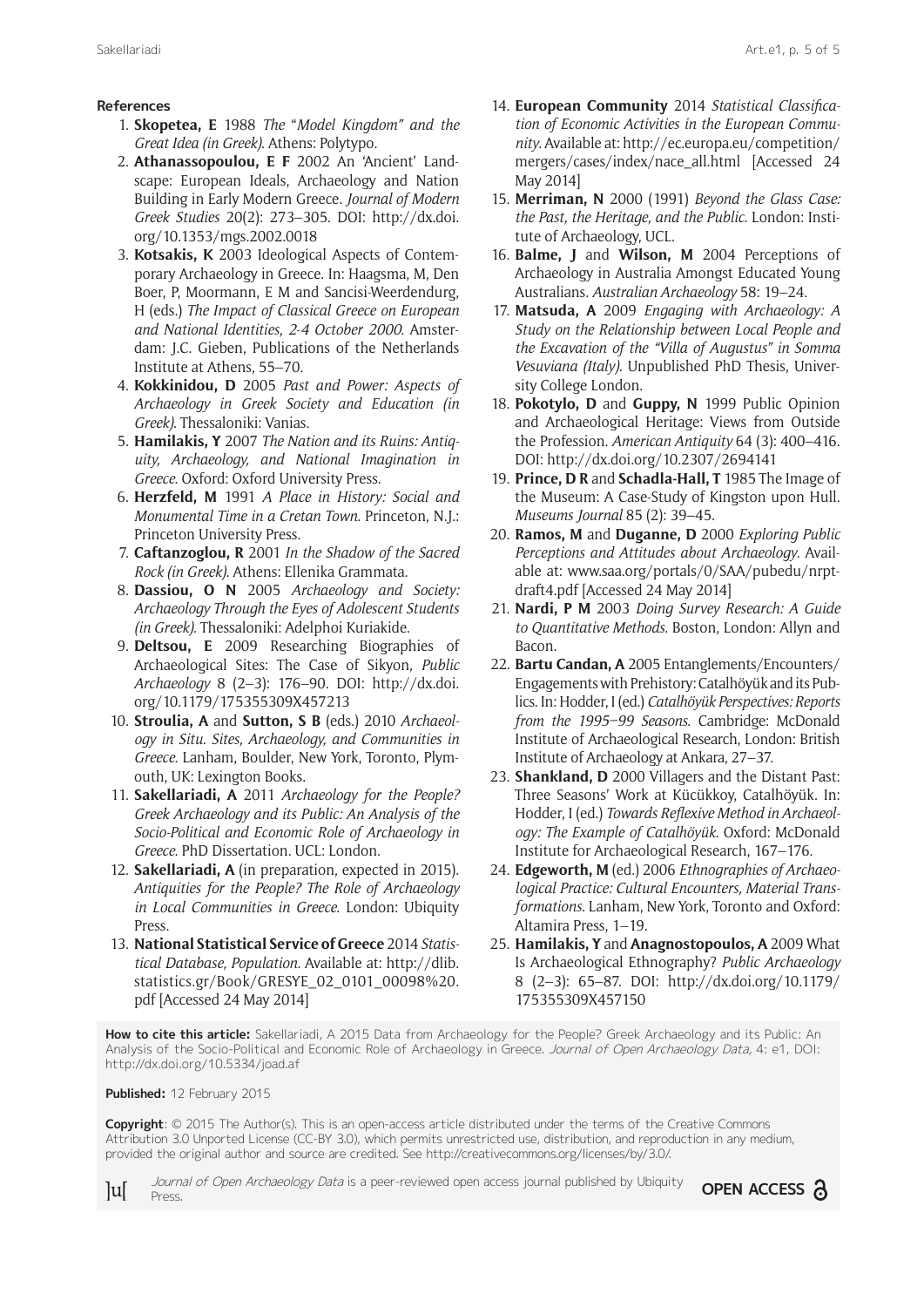**References**

1. **Skopetea, E** 1988 *The "Model Kingdom" and the Great Idea (in Greek).* Athens: Polytypo.
2. **Athanassopoulou, E F** 2002 An 'Ancient' Landscape: European Ideals, Archaeology and Nation Building in Early Modern Greece. *Journal of Modern Greek Studies* 20(2): 273–305. DOI: http://dx.doi.org/10.1353/mgs.2002.0018
3. **Kotsakis, K** 2003 Ideological Aspects of Contemporary Archaeology in Greece. In: Haagsma, M, Den Boer, P, Moormann, E M and Sancisi-Weerdendurg, H (eds.) *The Impact of Classical Greece on European and National Identities, 2-4 October 2000.* Amsterdam: J.C. Gieben, Publications of the Netherlands Institute at Athens, 55–70.
4. **Kokkinidou, D** 2005 *Past and Power: Aspects of Archaeology in Greek Society and Education (in Greek).* Thessaloniki: Vanias.
5. **Hamilakis, Y** 2007 *The Nation and its Ruins: Antiquity, Archaeology, and National Imagination in Greece.* Oxford: Oxford University Press.
6. **Herzfeld, M** 1991 *A Place in History: Social and Monumental Time in a Cretan Town.* Princeton, N.J.: Princeton University Press.
7. **Caftanzoglou, R** 2001 *In the Shadow of the Sacred Rock (in Greek).* Athens: Ellenika Grammata.
8. **Dassiou, O N** 2005 *Archaeology and Society: Archaeology Through the Eyes of Adolescent Students (in Greek).* Thessaloniki: Adelphoi Kuriakide.
9. **Deltsou, E** 2009 Researching Biographies of Archaeological Sites: The Case of Sikyon, *Public Archaeology* 8 (2–3): 176–90. DOI: http://dx.doi.org/10.1179/175355309X457213
10. **Stroulia, A** and **Sutton, S B** (eds.) 2010 *Archaeology in Situ. Sites, Archaeology, and Communities in Greece.* Lanham, Boulder, New York, Toronto, Plymouth, UK: Lexington Books.
11. **Sakellariadi, A** 2011 *Archaeology for the People? Greek Archaeology and its Public: An Analysis of the Socio-Political and Economic Role of Archaeology in Greece.* PhD Dissertation. UCL: London.
12. **Sakellariadi, A** (in preparation, expected in 2015). *Antiquities for the People? The Role of Archaeology in Local Communities in Greece.* London: Ubiquity Press.
13. **National Statistical Service of Greece** 2014 *Statistical Database, Population.* Available at: http://dlib.statistics.gr/Book/GRESYE_02_0101_00098%20.pdf [Accessed 24 May 2014]
14. **European Community** 2014 *Statistical Classification of Economic Activities in the European Community.* Available at: http://ec.europa.eu/competition/mergers/cases/index/nace_all.html [Accessed 24 May 2014]
15. **Merriman, N** 2000 (1991) *Beyond the Glass Case: the Past, the Heritage, and the Public.* London: Institute of Archaeology, UCL.
16. **Balme, J** and **Wilson, M** 2004 Perceptions of Archaeology in Australia Amongst Educated Young Australians. *Australian Archaeology* 58: 19–24.
17. **Matsuda, A** 2009 *Engaging with Archaeology: A Study on the Relationship between Local People and the Excavation of the "Villa of Augustus" in Somma Vesuviana (Italy).* Unpublished PhD Thesis, University College London.
18. **Pokotylo, D** and **Guppy, N** 1999 Public Opinion and Archaeological Heritage: Views from Outside the Profession. *American Antiquity* 64 (3): 400–416. DOI: http://dx.doi.org/10.2307/2694141
19. **Prince, D R** and **Schadla-Hall, T** 1985 The Image of the Museum: A Case-Study of Kingston upon Hull. *Museums Journal* 85 (2): 39–45.
20. **Ramos, M** and **Duganne, D** 2000 *Exploring Public Perceptions and Attitudes about Archaeology.* Available at: www.saa.org/portals/0/SAA/pubedu/nrptdraft4.pdf [Accessed 24 May 2014]
21. **Nardi, P M** 2003 *Doing Survey Research: A Guide to Quantitative Methods.* Boston, London: Allyn and Bacon.
22. **Bartu Candan, A** 2005 Entanglements/Encounters/Engagements with Prehistory: Catalhöyük and its Publics. In: Hodder, I (ed.) *Catalhöyük Perspectives: Reports from the 1995–99 Seasons.* Cambridge: McDonald Institute of Archaeological Research, London: British Institute of Archaeology at Ankara, 27–37.
23. **Shankland, D** 2000 Villagers and the Distant Past: Three Seasons' Work at Kücükkoy, Catalhöyük. In: Hodder, I (ed.) *Towards Reflexive Method in Archaeology: The Example of Catalhöyük.* Oxford: McDonald Institute for Archaeological Research, 167–176.
24. **Edgeworth, M** (ed.) 2006 *Ethnographies of Archaeological Practice: Cultural Encounters, Material Transformations.* Lanham, New York, Toronto and Oxford: Altamira Press, 1–19.
25. **Hamilakis, Y** and **Anagnostopoulos, A** 2009 What Is Archaeological Ethnography? *Public Archaeology* 8 (2–3): 65–87. DOI: http://dx.doi.org/10.1179/175355309X457150

**How to cite this article:** Sakellariadi, A 2015 Data from Archaeology for the People? Greek Archaeology and its Public: An Analysis of the Socio-Political and Economic Role of Archaeology in Greece. *Journal of Open Archaeology Data,* 4: e1, DOI: http://dx.doi.org/10.5334/joad.af

**Published:** 12 February 2015

**Copyright**: © 2015 The Author(s). This is an open-access article distributed under the terms of the Creative Commons Attribution 3.0 Unported License (CC-BY 3.0), which permits unrestricted use, distribution, and reproduction in any medium, provided the original author and source are credited. See http://creativecommons.org/licenses/by/3.0/.

*Journal of Open Archaeology Data* is a peer-reviewed open access journal published by Ubiquity Press.

OPEN ACCESS